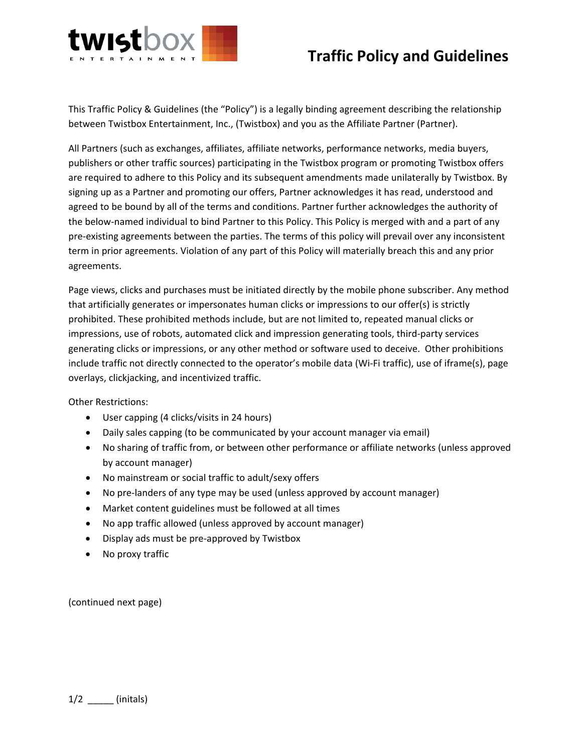# Traffic Policy and Guidelines

This Traffic Policy & Guidelines (the "Policy") is a legally binding agreement describing the relationship between Twistbox Entertainment, Inc., (Twistbox) and you as the Affiliate Partner (Partner).

All Partners (such as exchanges, affiliates, affiliate networks, performance networks, media buyers, publishers or other traffic sources) participating in the Twistbox program or promoting Twistbox offers are required to adhere to this Policy and its subsequent amendments made unilaterally by Twistbox. By signing up as a Partner and promoting our offers, Partner acknowledges it has read, understood and agreed to be bound by all of the terms and conditions. Partner further acknowledges the authority of the below-named individual to bind Partner to this Policy. This Policy is merged with and a part of any pre-existing agreements between the parties. The terms of this policy will prevail over any inconsistent term in prior agreements. Violation of any part of this Policy will materially breach this and any prior agreements.

Page views, clicks and purchases must be initiated directly by the mobile phone subscriber. Any method that artificially generates or impersonates human clicks or impressions to our offer(s) is strictly prohibited. These prohibited methods include, but are not limited to, repeated manual clicks or impressions, use of robots, automated click and impression generating tools, third-party services generating clicks or impressions, or any other method or software used to deceive. Other prohibitions include traffic not directly connected to the operator's mobile data (Wi-Fi traffic), use of iframe(s), page overlays, clickjacking, and incentivized traffic.

Other Restrictions:

- User capping (4 clicks/visits in 24 hours)
- Daily sales capping (to be communicated by your account manager via email)
- No sharing of traffic from, or between other performance or affiliate networks (unless approved by account manager)
- No mainstream or social traffic to adult/sexy offers
- No pre-landers of any type may be used (unless approved by account manager)
- Market content guidelines must be followed at all times
- No app traffic allowed (unless approved by account manager)
- Display ads must be pre-approved by Twistbox
- No proxy traffic

(continued next page)

_____ (initals)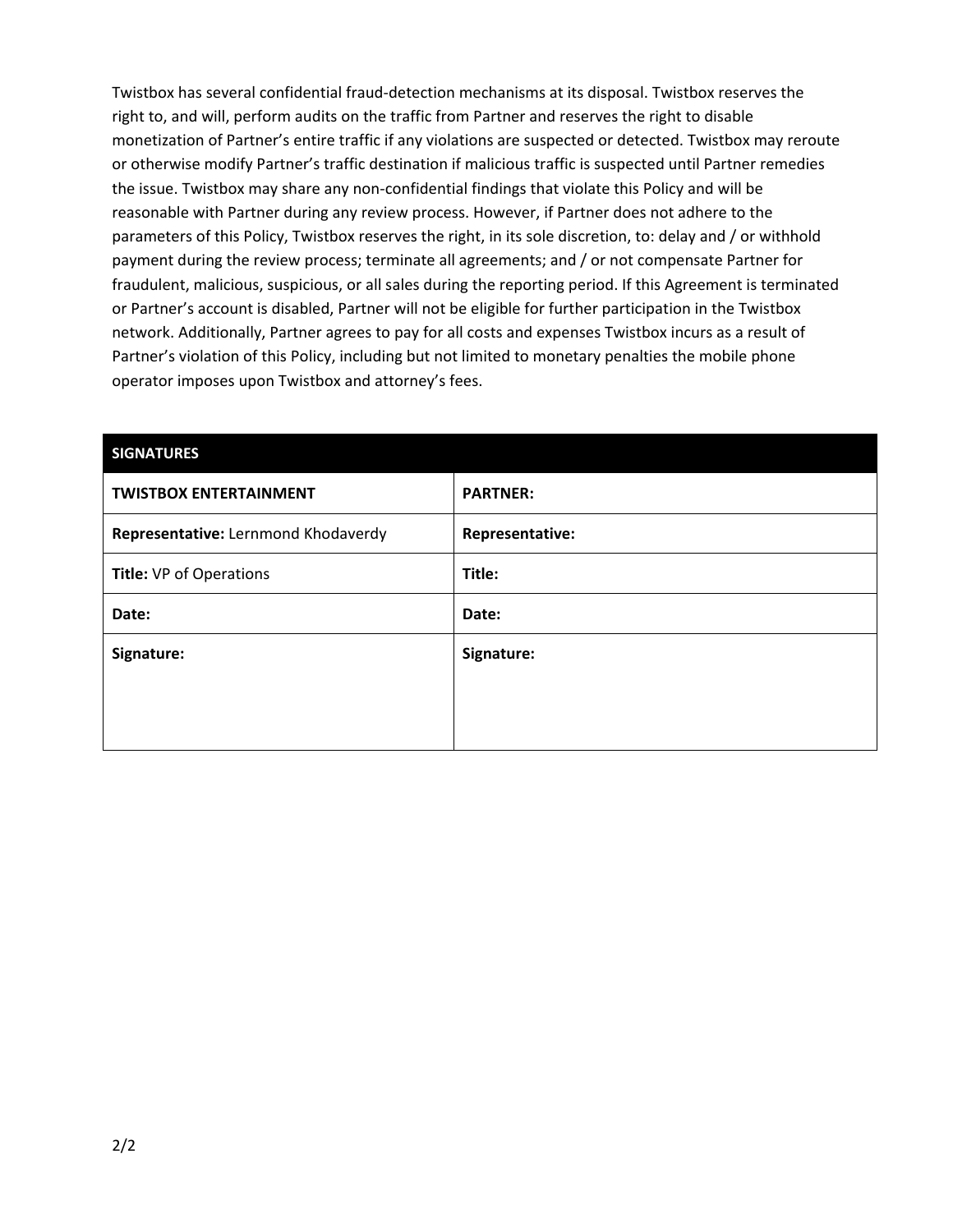Twistbox has several confidential fraud-detection mechanisms at its disposal. Twistbox reserves the right to, and will, perform audits on the traffic from Partner and reserves the right to disable monetization of Partner's entire traffic if any violations are suspected or detected. Twistbox may reroute or otherwise modify Partner's traffic destination if malicious traffic is suspected until Partner remedies the issue. Twistbox may share any non-confidential findings that violate this Policy and will be reasonable with Partner during any review process. However, if Partner does not adhere to the parameters of this Policy, Twistbox reserves the right, in its sole discretion, to: delay and / or withhold payment during the review process; terminate all agreements; and / or not compensate Partner for fraudulent, malicious, suspicious, or all sales during the reporting period. If this Agreement is terminated or Partner's account is disabled, Partner will not be eligible for further participation in the Twistbox network. Additionally, Partner agrees to pay for all costs and expenses Twistbox incurs as a result of Partner's violation of this Policy, including but not limited to monetary penalties the mobile phone operator imposes upon Twistbox and attorney's fees.

| **SIGNATURES** | |
|---|---|
| **TWISTBOX ENTERTAINMENT** | **PARTNER:** |
| **Representative:** Lernmond Khodaverdy | **Representative:** |
| **Title:** VP of Operations | **Title:** |
| **Date:** | **Date:** |
| **Signature:** | **Signature:** |